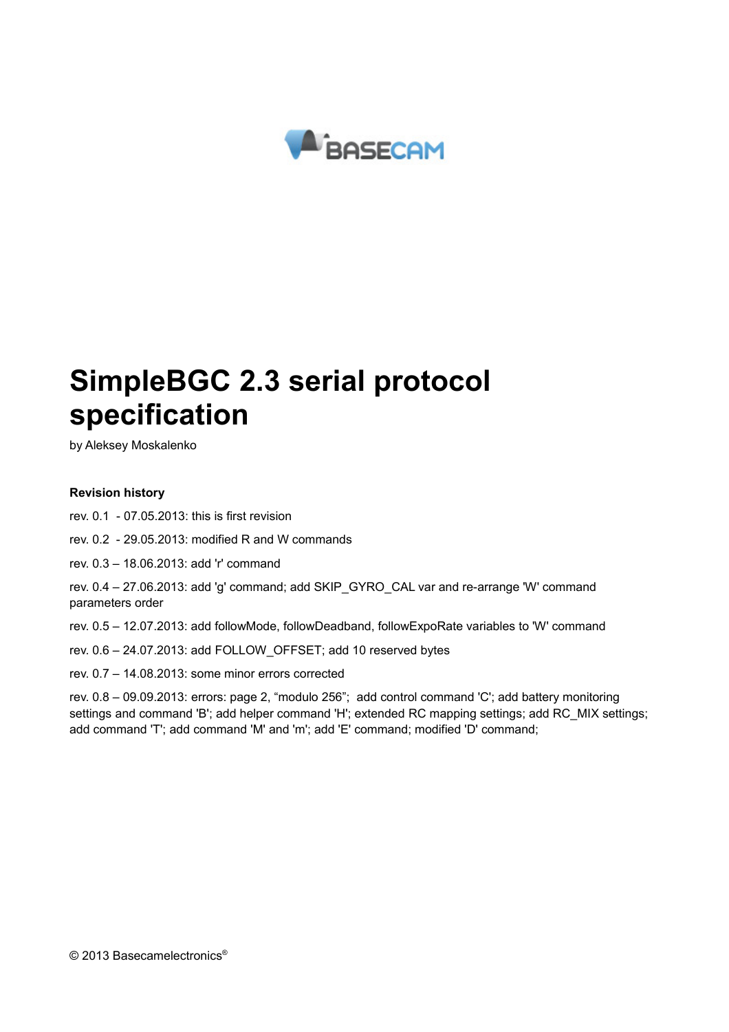# SimpleBGC 2.3 serial protocol specification

by Aleksey Moskalenko

**Revision history**

rev. 0.1 - 07.05.2013: this is first revision

rev. 0.2 - 29.05.2013: modified R and W commands

rev. 0.3 – 18.06.2013: add 'r' command

rev. 0.4 – 27.06.2013: add 'g' command; add SKIP_GYRO_CAL var and re-arrange 'W' command parameters order

rev. 0.5 – 12.07.2013: add followMode, followDeadband, followExpoRate variables to 'W' command

rev. 0.6 – 24.07.2013: add FOLLOW_OFFSET; add 10 reserved bytes

rev. 0.7 – 14.08.2013: some minor errors corrected

rev. 0.8 – 09.09.2013: errors: page 2, "modulo 256"; add control command 'C'; add battery monitoring settings and command 'B'; add helper command 'H'; extended RC mapping settings; add RC_MIX settings; add command 'T'; add command 'M' and 'm'; add 'E' command; modified 'D' command;

© 2013 Basecamelectronics®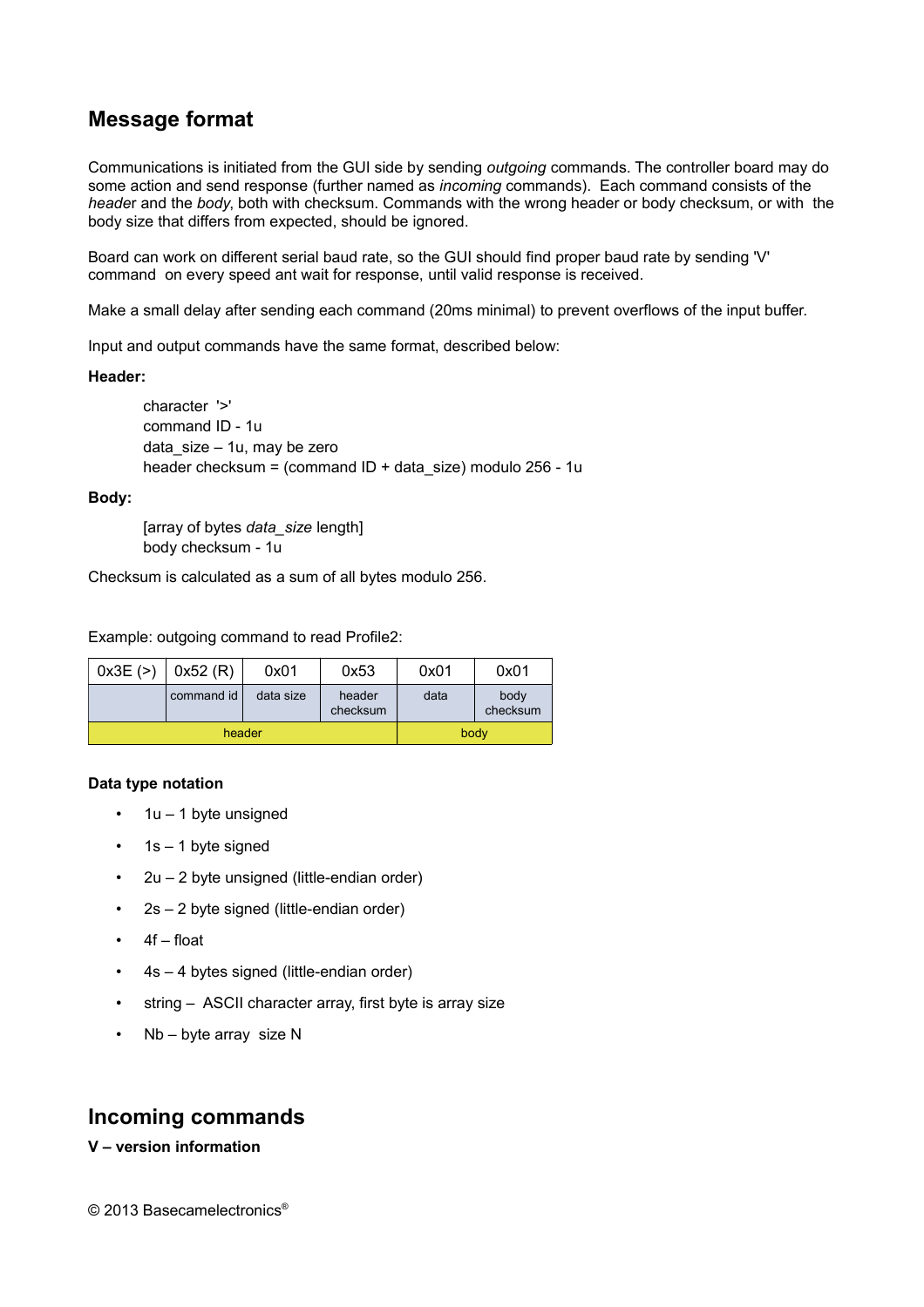## Message format

Communications is initiated from the GUI side by sending *outgoing* commands. The controller board may do some action and send response (further named as *incoming* commands). Each command consists of the *header* and the *body*, both with checksum. Commands with the wrong header or body checksum, or with the body size that differs from expected, should be ignored.

Board can work on different serial baud rate, so the GUI should find proper baud rate by sending 'V' command on every speed ant wait for response, until valid response is received.

Make a small delay after sending each command (20ms minimal) to prevent overflows of the input buffer.

Input and output commands have the same format, described below:

**Header:**

character '>'
command ID - 1u
data_size – 1u, may be zero
header checksum = (command ID + data_size) modulo 256 - 1u

**Body:**

[array of bytes *data_size* length]
body checksum - 1u

Checksum is calculated as a sum of all bytes modulo 256.

Example: outgoing command to read Profile2:

| 0x3E (>) | 0x52 (R) | 0x01 | 0x53 | 0x01 | 0x01 |
|---|---|---|---|---|---|
| | command id | data size | header checksum | data | body checksum |
| header | | | | body | |

#### Data type notation

- 1u – 1 byte unsigned
- 1s – 1 byte signed
- 2u – 2 byte unsigned (little-endian order)
- 2s – 2 byte signed (little-endian order)
- 4f – float
- 4s – 4 bytes signed (little-endian order)
- string – ASCII character array, first byte is array size
- Nb – byte array size N

## Incoming commands

**V – version information**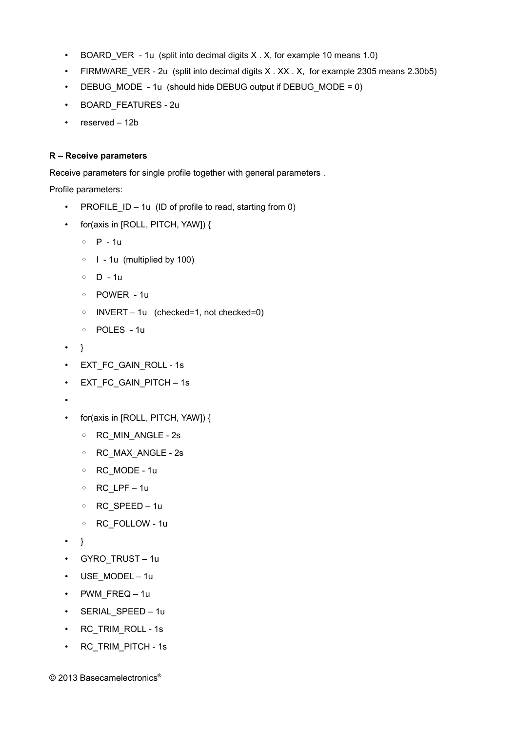- BOARD_VER - 1u (split into decimal digits X . X, for example 10 means 1.0)
- FIRMWARE_VER - 2u (split into decimal digits X . XX . X, for example 2305 means 2.30b5)
- DEBUG_MODE - 1u (should hide DEBUG output if DEBUG_MODE = 0)
- BOARD_FEATURES - 2u
- reserved – 12b

**R – Receive parameters**

Receive parameters for single profile together with general parameters .

Profile parameters:

- PROFILE_ID – 1u (ID of profile to read, starting from 0)
- for(axis in [ROLL, PITCH, YAW]) {
    - P - 1u
    - I - 1u (multiplied by 100)
    - D - 1u
    - POWER - 1u
    - INVERT – 1u (checked=1, not checked=0)
    - POLES - 1u
- }
- EXT_FC_GAIN_ROLL - 1s
- EXT_FC_GAIN_PITCH – 1s
- 
- for(axis in [ROLL, PITCH, YAW]) {
    - RC_MIN_ANGLE - 2s
    - RC_MAX_ANGLE - 2s
    - RC_MODE - 1u
    - RC_LPF – 1u
    - RC_SPEED – 1u
    - RC_FOLLOW - 1u
- }
- GYRO_TRUST – 1u
- USE_MODEL – 1u
- PWM_FREQ – 1u
- SERIAL_SPEED – 1u
- RC_TRIM_ROLL - 1s
- RC_TRIM_PITCH - 1s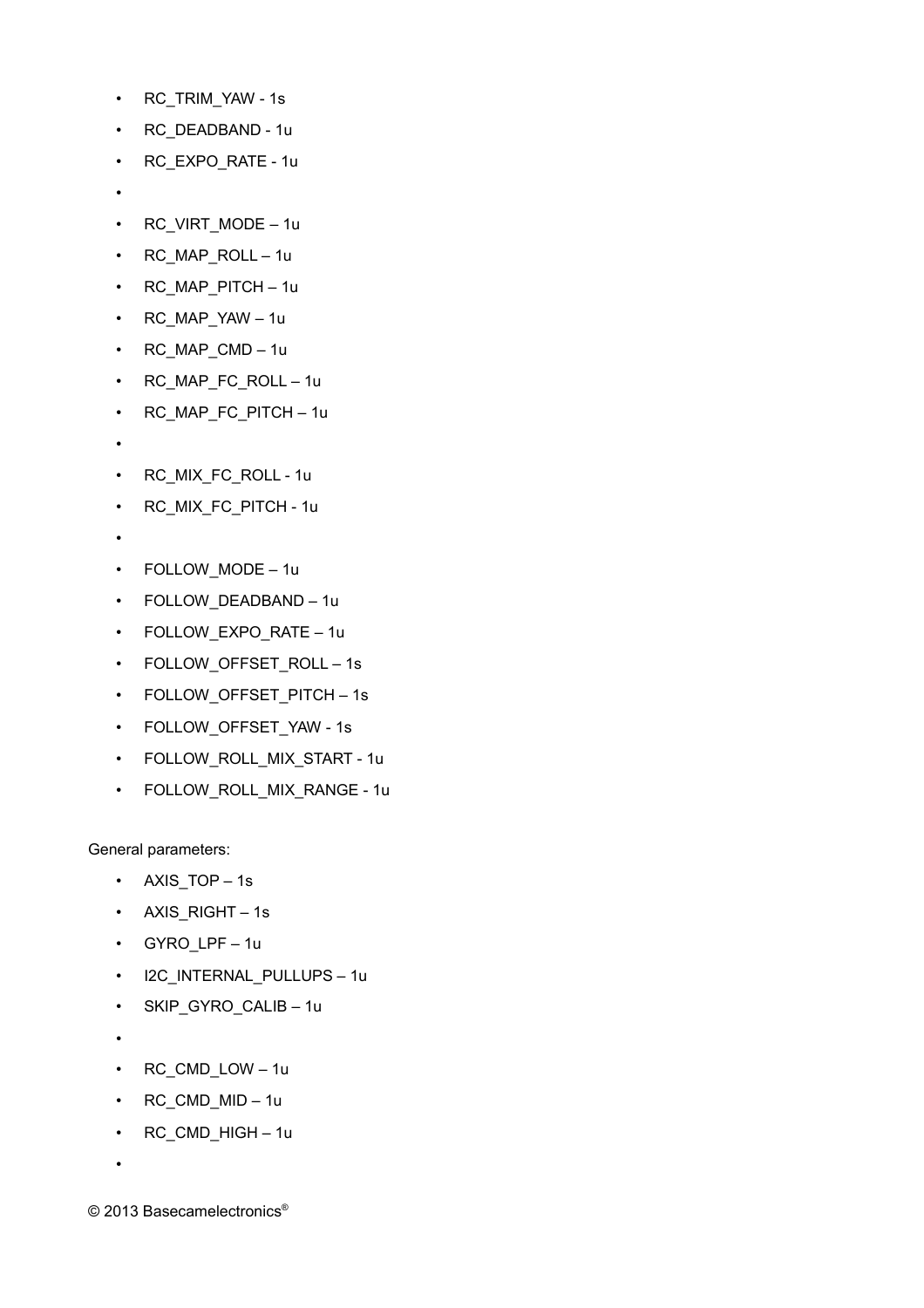- RC_TRIM_YAW - 1s
- RC_DEADBAND - 1u
- RC_EXPO_RATE - 1u
- 
- RC_VIRT_MODE – 1u
- RC_MAP_ROLL – 1u
- RC_MAP_PITCH – 1u
- RC_MAP_YAW – 1u
- RC_MAP_CMD – 1u
- RC_MAP_FC_ROLL – 1u
- RC_MAP_FC_PITCH – 1u
- 
- RC_MIX_FC_ROLL - 1u
- RC_MIX_FC_PITCH - 1u
- 
- FOLLOW_MODE – 1u
- FOLLOW_DEADBAND – 1u
- FOLLOW_EXPO_RATE – 1u
- FOLLOW_OFFSET_ROLL – 1s
- FOLLOW_OFFSET_PITCH – 1s
- FOLLOW_OFFSET_YAW - 1s
- FOLLOW_ROLL_MIX_START - 1u
- FOLLOW_ROLL_MIX_RANGE - 1u

General parameters:

- AXIS_TOP – 1s
- AXIS_RIGHT – 1s
- GYRO_LPF – 1u
- I2C_INTERNAL_PULLUPS – 1u
- SKIP_GYRO_CALIB – 1u
- 
- RC_CMD_LOW – 1u
- RC_CMD_MID – 1u
- RC_CMD_HIGH – 1u
- 

© 2013 Basecamelectronics®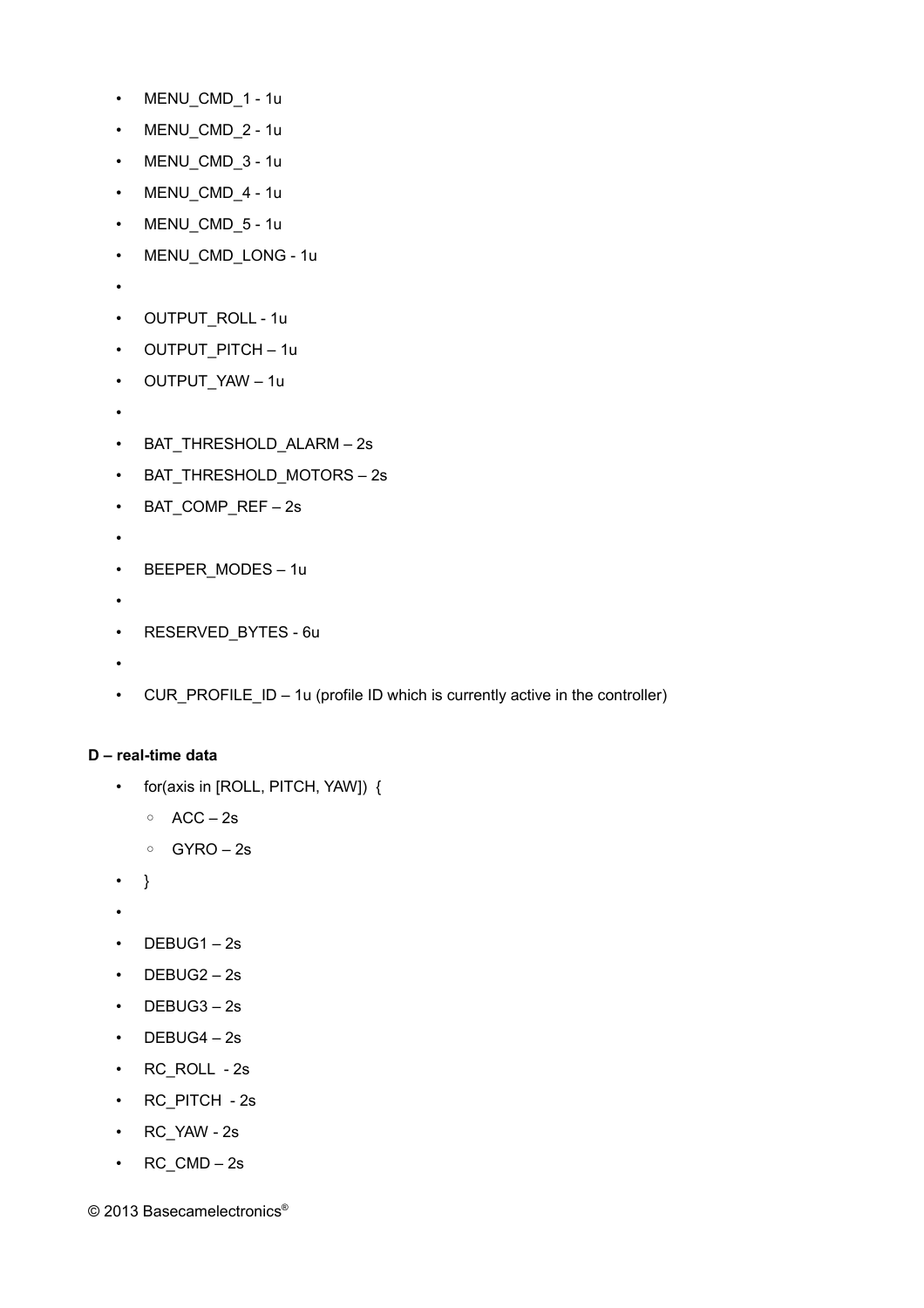- MENU_CMD_1 - 1u
- MENU_CMD_2 - 1u
- MENU_CMD_3 - 1u
- MENU_CMD_4 - 1u
- MENU_CMD_5 - 1u
- MENU_CMD_LONG - 1u
- 
- OUTPUT_ROLL - 1u
- OUTPUT_PITCH – 1u
- OUTPUT_YAW – 1u
- 
- BAT_THRESHOLD_ALARM – 2s
- BAT_THRESHOLD_MOTORS – 2s
- BAT_COMP_REF – 2s
- 
- BEEPER_MODES – 1u
- 
- RESERVED_BYTES - 6u
- 
- CUR_PROFILE_ID – 1u (profile ID which is currently active in the controller)

**D – real-time data**

- for(axis in [ROLL, PITCH, YAW]) {
  - ACC – 2s
  - GYRO – 2s
- }
- 
- DEBUG1 – 2s
- DEBUG2 – 2s
- DEBUG3 – 2s
- DEBUG4 – 2s
- RC_ROLL - 2s
- RC_PITCH - 2s
- RC_YAW - 2s
- RC_CMD – 2s

© 2013 Basecamelectronics®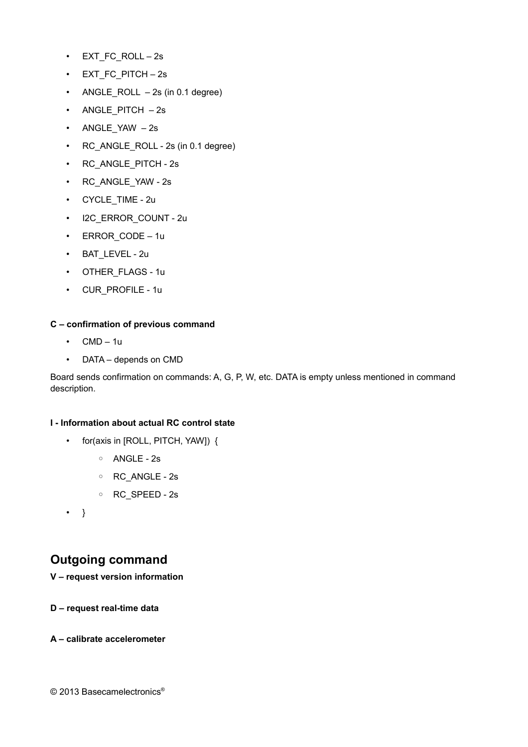- EXT_FC_ROLL – 2s
- EXT_FC_PITCH – 2s
- ANGLE_ROLL  – 2s (in 0.1 degree)
- ANGLE_PITCH  – 2s
- ANGLE_YAW  – 2s
- RC_ANGLE_ROLL - 2s (in 0.1 degree)
- RC_ANGLE_PITCH - 2s
- RC_ANGLE_YAW - 2s
- CYCLE_TIME - 2u
- I2C_ERROR_COUNT - 2u
- ERROR_CODE – 1u
- BAT_LEVEL - 2u
- OTHER_FLAGS - 1u
- CUR_PROFILE - 1u

**C – confirmation of previous command**

- CMD – 1u
- DATA – depends on CMD

Board sends confirmation on commands: A, G, P, W, etc. DATA is empty unless mentioned in command description.

**I - Information about actual RC control state**

- for(axis in [ROLL, PITCH, YAW])  {
    - ANGLE - 2s
    - RC_ANGLE - 2s
    - RC_SPEED - 2s
- }

## Outgoing command

**V – request version information**

**D – request real-time data**

**A – calibrate accelerometer**

© 2013 Basecamelectronics®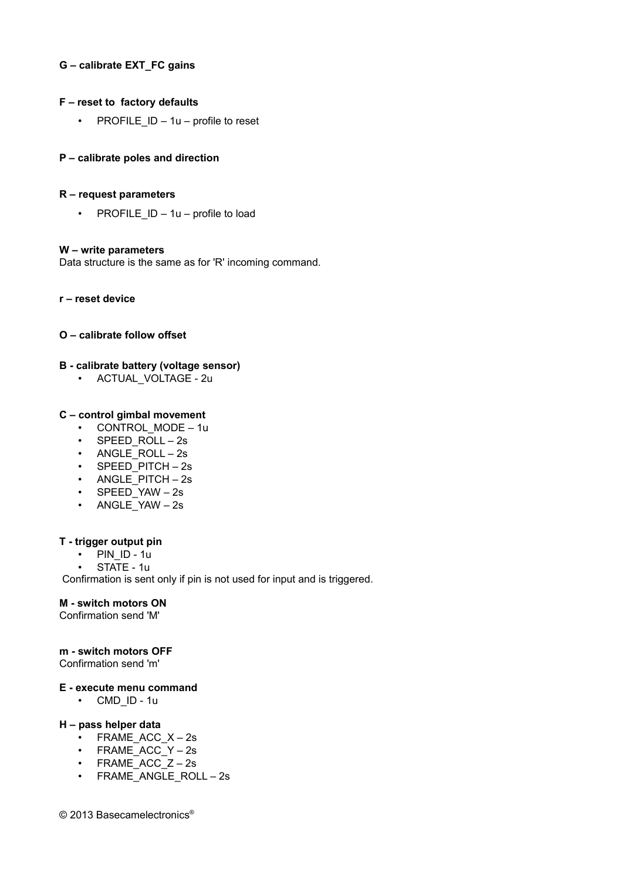**G – calibrate EXT_FC gains**

**F – reset to  factory defaults**

- PROFILE_ID – 1u – profile to reset

**P – calibrate poles and direction**

**R – request parameters**

- PROFILE_ID – 1u – profile to load

**W – write parameters**
Data structure is the same as for 'R' incoming command.

**r – reset device**

**O – calibrate follow offset**

**B - calibrate battery (voltage sensor)**

- ACTUAL_VOLTAGE - 2u

**C – control gimbal movement**

- CONTROL_MODE – 1u
- SPEED_ROLL – 2s
- ANGLE_ROLL – 2s
- SPEED_PITCH – 2s
- ANGLE_PITCH – 2s
- SPEED_YAW – 2s
- ANGLE_YAW – 2s

**T - trigger output pin**

- PIN_ID - 1u
- STATE - 1u

Confirmation is sent only if pin is not used for input and is triggered.

**M - switch motors ON**
Confirmation send 'M'

**m - switch motors OFF**
Confirmation send 'm'

**E - execute menu command**

- CMD_ID - 1u

**H – pass helper data**

- FRAME_ACC_X – 2s
- FRAME_ACC_Y – 2s
- FRAME_ACC_Z – 2s
- FRAME_ANGLE_ROLL – 2s

© 2013 Basecamelectronics®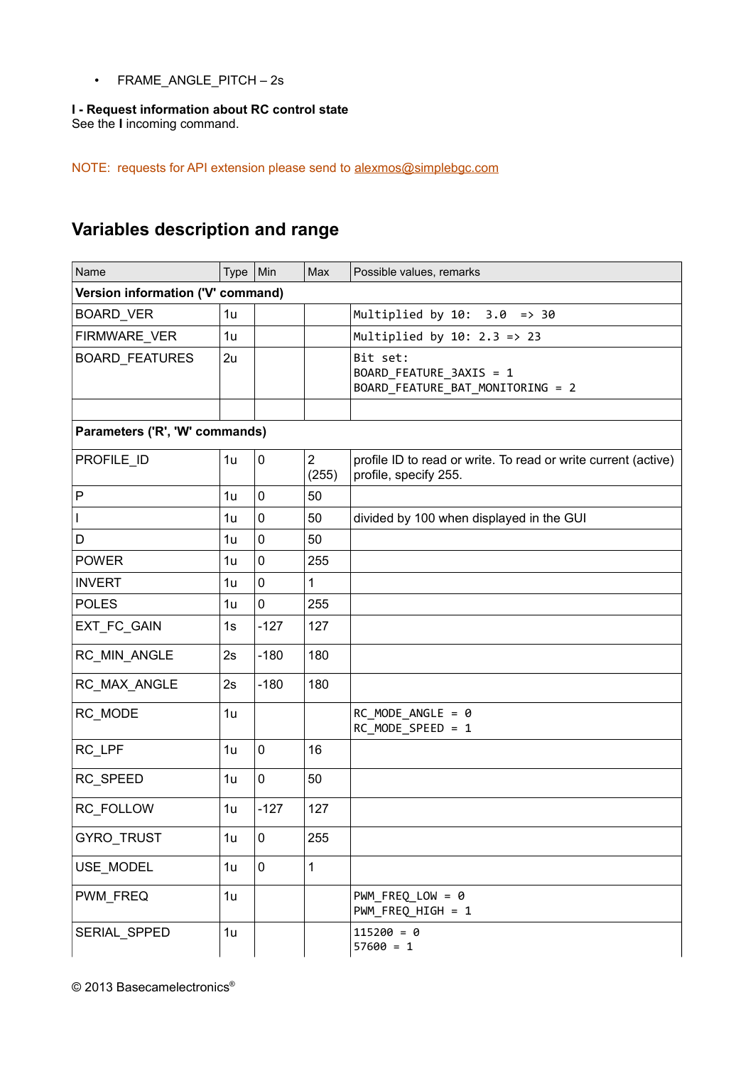- FRAME_ANGLE_PITCH – 2s

**I - Request information about RC control state**
See the **I** incoming command.

NOTE: requests for API extension please send to alexmos@simplebgc.com

## Variables description and range

| Name | Type | Min | Max | Possible values, remarks |
|---|---|---|---|---|
| **Version information ('V' command)** | | | | |
| BOARD_VER | 1u | | | `Multiplied by 10:  3.0  => 30` |
| FIRMWARE_VER | 1u | | | `Multiplied by 10: 2.3 => 23` |
| BOARD_FEATURES | 2u | | | `Bit set:`<br>`BOARD_FEATURE_3AXIS = 1`<br>`BOARD_FEATURE_BAT_MONITORING = 2` |
| | | | | |
| **Parameters ('R', 'W' commands)** | | | | |
| PROFILE_ID | 1u | 0 | 2 (255) | profile ID to read or write. To read or write current (active) profile, specify 255. |
| P | 1u | 0 | 50 | |
| I | 1u | 0 | 50 | divided by 100 when displayed in the GUI |
| D | 1u | 0 | 50 | |
| POWER | 1u | 0 | 255 | |
| INVERT | 1u | 0 | 1 | |
| POLES | 1u | 0 | 255 | |
| EXT_FC_GAIN | 1s | -127 | 127 | |
| RC_MIN_ANGLE | 2s | -180 | 180 | |
| RC_MAX_ANGLE | 2s | -180 | 180 | |
| RC_MODE | 1u | | | `RC_MODE_ANGLE = 0`<br>`RC_MODE_SPEED = 1` |
| RC_LPF | 1u | 0 | 16 | |
| RC_SPEED | 1u | 0 | 50 | |
| RC_FOLLOW | 1u | -127 | 127 | |
| GYRO_TRUST | 1u | 0 | 255 | |
| USE_MODEL | 1u | 0 | 1 | |
| PWM_FREQ | 1u | | | `PWM_FREQ_LOW = 0`<br>`PWM_FREQ_HIGH = 1` |
| SERIAL_SPPED | 1u | | | `115200 = 0`<br>`57600 = 1` |

© 2013 Basecamelectronics®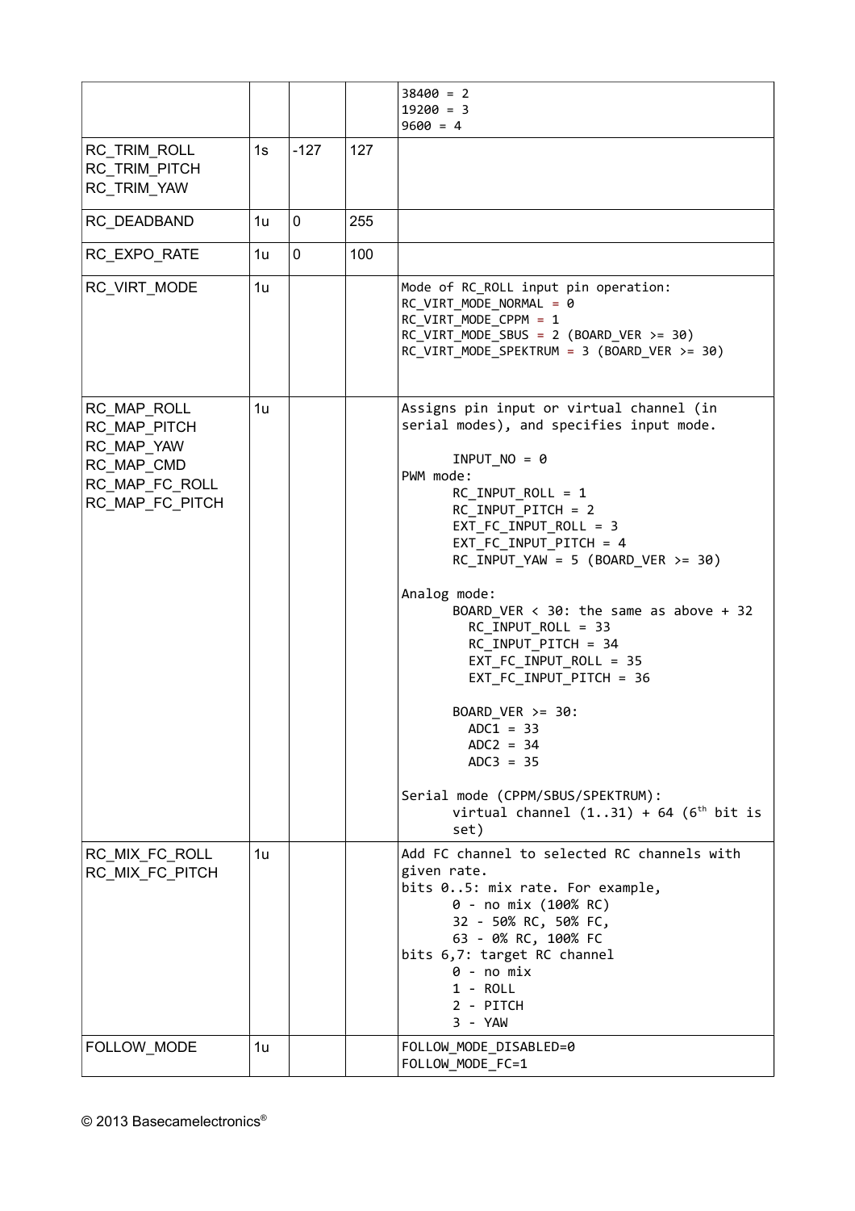| | | | | 38400 = 2<br>19200 = 3<br>9600 = 4 |
|---|---|---|---|---|
| RC_TRIM_ROLL<br>RC_TRIM_PITCH<br>RC_TRIM_YAW | 1s | -127 | 127 | |
| RC_DEADBAND | 1u | 0 | 255 | |
| RC_EXPO_RATE | 1u | 0 | 100 | |
| RC_VIRT_MODE | 1u | | | Mode of RC_ROLL input pin operation:<br>RC_VIRT_MODE_NORMAL = 0<br>RC_VIRT_MODE_CPPM = 1<br>RC_VIRT_MODE_SBUS = 2 (BOARD_VER >= 30)<br>RC_VIRT_MODE_SPEKTRUM = 3 (BOARD_VER >= 30) |
| RC_MAP_ROLL<br>RC_MAP_PITCH<br>RC_MAP_YAW<br>RC_MAP_CMD<br>RC_MAP_FC_ROLL<br>RC_MAP_FC_PITCH | 1u | | | Assigns pin input or virtual channel (in serial modes), and specifies input mode.<br><br>INPUT_NO = 0<br>PWM mode:<br>RC_INPUT_ROLL = 1<br>RC_INPUT_PITCH = 2<br>EXT_FC_INPUT_ROLL = 3<br>EXT_FC_INPUT_PITCH = 4<br>RC_INPUT_YAW = 5 (BOARD_VER >= 30)<br><br>Analog mode:<br>BOARD_VER < 30: the same as above + 32<br>RC_INPUT_ROLL = 33<br>RC_INPUT_PITCH = 34<br>EXT_FC_INPUT_ROLL = 35<br>EXT_FC_INPUT_PITCH = 36<br><br>BOARD_VER >= 30:<br>ADC1 = 33<br>ADC2 = 34<br>ADC3 = 35<br><br>Serial mode (CPPM/SBUS/SPEKTRUM):<br>virtual channel (1..31) + 64 (6th bit is set) |
| RC_MIX_FC_ROLL<br>RC_MIX_FC_PITCH | 1u | | | Add FC channel to selected RC channels with given rate.<br>bits 0..5: mix rate. For example,<br>0 - no mix (100% RC)<br>32 - 50% RC, 50% FC,<br>63 - 0% RC, 100% FC<br>bits 6,7: target RC channel<br>0 - no mix<br>1 - ROLL<br>2 - PITCH<br>3 - YAW |
| FOLLOW_MODE | 1u | | | FOLLOW_MODE_DISABLED=0<br>FOLLOW_MODE_FC=1 |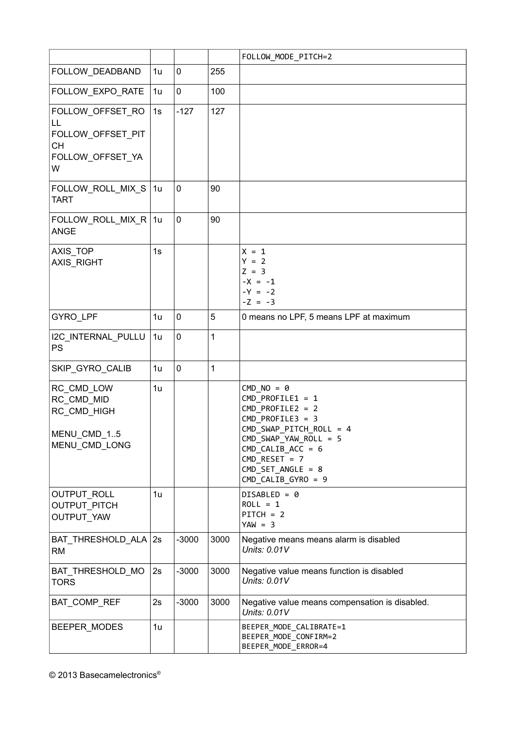| | | | | FOLLOW_MODE_PITCH=2 |
|---|---|---|---|---|
| FOLLOW_DEADBAND | 1u | 0 | 255 | |
| FOLLOW_EXPO_RATE | 1u | 0 | 100 | |
| FOLLOW_OFFSET_ROLL<br>FOLLOW_OFFSET_PITCH<br>FOLLOW_OFFSET_YAW | 1s | -127 | 127 | |
| FOLLOW_ROLL_MIX_START | 1u | 0 | 90 | |
| FOLLOW_ROLL_MIX_RANGE | 1u | 0 | 90 | |
| AXIS_TOP<br>AXIS_RIGHT | 1s | | | X = 1<br>Y = 2<br>Z = 3<br>-X = -1<br>-Y = -2<br>-Z = -3 |
| GYRO_LPF | 1u | 0 | 5 | 0 means no LPF, 5 means LPF at maximum |
| I2C_INTERNAL_PULLUPS | 1u | 0 | 1 | |
| SKIP_GYRO_CALIB | 1u | 0 | 1 | |
| RC_CMD_LOW<br>RC_CMD_MID<br>RC_CMD_HIGH<br><br>MENU_CMD_1..5<br>MENU_CMD_LONG | 1u | | | CMD_NO = 0<br>CMD_PROFILE1 = 1<br>CMD_PROFILE2 = 2<br>CMD_PROFILE3 = 3<br>CMD_SWAP_PITCH_ROLL = 4<br>CMD_SWAP_YAW_ROLL = 5<br>CMD_CALIB_ACC = 6<br>CMD_RESET = 7<br>CMD_SET_ANGLE = 8<br>CMD_CALIB_GYRO = 9 |
| OUTPUT_ROLL<br>OUTPUT_PITCH<br>OUTPUT_YAW | 1u | | | DISABLED = 0<br>ROLL = 1<br>PITCH = 2<br>YAW = 3 |
| BAT_THRESHOLD_ALARM | 2s | -3000 | 3000 | Negative means means alarm is disabled<br>*Units: 0.01V* |
| BAT_THRESHOLD_MOTORS | 2s | -3000 | 3000 | Negative value means function is disabled<br>*Units: 0.01V* |
| BAT_COMP_REF | 2s | -3000 | 3000 | Negative value means compensation is disabled.<br>*Units: 0.01V* |
| BEEPER_MODES | 1u | | | BEEPER_MODE_CALIBRATE=1<br>BEEPER_MODE_CONFIRM=2<br>BEEPER_MODE_ERROR=4 |

© 2013 Basecamelectronics®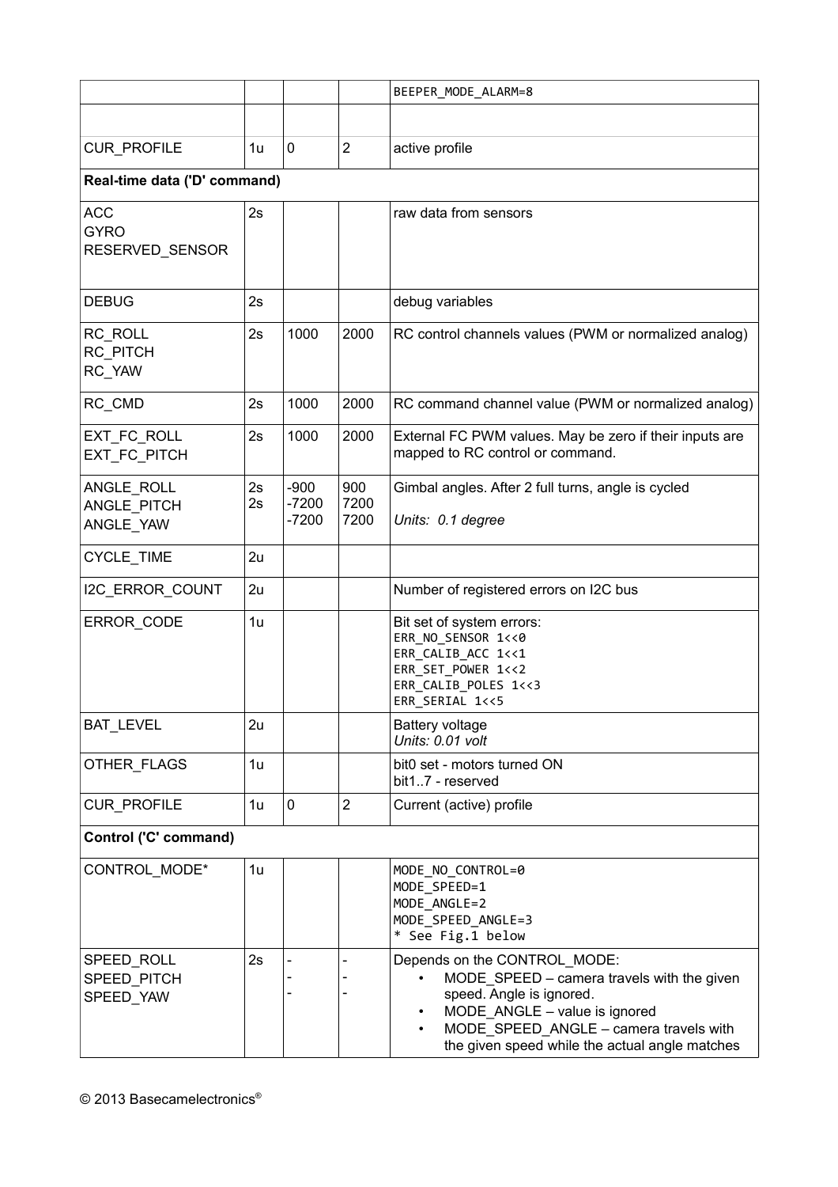| | | | | |
|---|---|---|---|---|
| | | | | BEEPER_MODE_ALARM=8 |
| | | | | |
| CUR_PROFILE | 1u | 0 | 2 | active profile |
| **Real-time data ('D' command)** | | | | |
| ACC<br>GYRO<br>RESERVED_SENSOR | 2s | | | raw data from sensors |
| DEBUG | 2s | | | debug variables |
| RC_ROLL<br>RC_PITCH<br>RC_YAW | 2s | 1000 | 2000 | RC control channels values (PWM or normalized analog) |
| RC_CMD | 2s | 1000 | 2000 | RC command channel value (PWM or normalized analog) |
| EXT_FC_ROLL<br>EXT_FC_PITCH | 2s | 1000 | 2000 | External FC PWM values. May be zero if their inputs are mapped to RC control or command. |
| ANGLE_ROLL<br>ANGLE_PITCH<br>ANGLE_YAW | 2s<br>2s | -900<br>-7200<br>-7200 | 900<br>7200<br>7200 | Gimbal angles. After 2 full turns, angle is cycled<br>*Units: 0.1 degree* |
| CYCLE_TIME | 2u | | | |
| I2C_ERROR_COUNT | 2u | | | Number of registered errors on I2C bus |
| ERROR_CODE | 1u | | | Bit set of system errors:<br>ERR_NO_SENSOR 1<<0<br>ERR_CALIB_ACC 1<<1<br>ERR_SET_POWER 1<<2<br>ERR_CALIB_POLES 1<<3<br>ERR_SERIAL 1<<5 |
| BAT_LEVEL | 2u | | | Battery voltage<br>*Units: 0.01 volt* |
| OTHER_FLAGS | 1u | | | bit0 set - motors turned ON<br>bit1..7 - reserved |
| CUR_PROFILE | 1u | 0 | 2 | Current (active) profile |
| **Control ('C' command)** | | | | |
| CONTROL_MODE* | 1u | | | MODE_NO_CONTROL=0<br>MODE_SPEED=1<br>MODE_ANGLE=2<br>MODE_SPEED_ANGLE=3<br>* See Fig.1 below |
| SPEED_ROLL<br>SPEED_PITCH<br>SPEED_YAW | 2s | -<br>-<br>- | -<br>-<br>- | Depends on the CONTROL_MODE:<br>• MODE_SPEED – camera travels with the given speed. Angle is ignored.<br>• MODE_ANGLE – value is ignored<br>• MODE_SPEED_ANGLE – camera travels with the given speed while the actual angle matches |

© 2013 Basecamelectronics®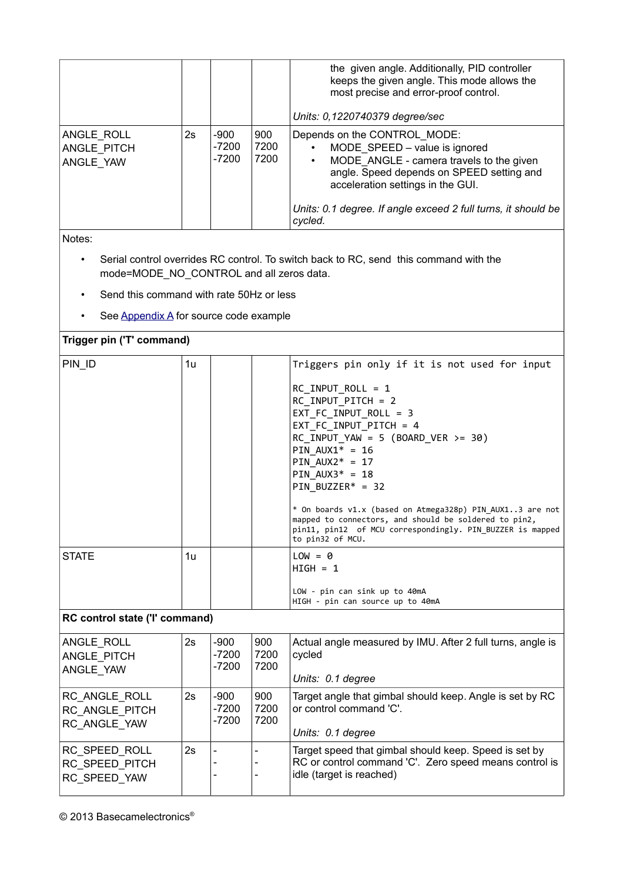| | | | | |
|---|---|---|---|---|
| | | | | the given angle. Additionally, PID controller keeps the given angle. This mode allows the most precise and error-proof control.<br><br>*Units: 0,1220740379 degree/sec* |
| ANGLE_ROLL<br>ANGLE_PITCH<br>ANGLE_YAW | 2s | -900<br>-7200<br>-7200 | 900<br>7200<br>7200 | Depends on the CONTROL_MODE:<br>• MODE_SPEED – value is ignored<br>• MODE_ANGLE - camera travels to the given angle. Speed depends on SPEED setting and acceleration settings in the GUI.<br><br>*Units: 0.1 degree. If angle exceed 2 full turns, it should be cycled.* |

Notes:

- Serial control overrides RC control. To switch back to RC, send this command with the mode=MODE_NO_CONTROL and all zeros data.
- Send this command with rate 50Hz or less
- See Appendix A for source code example

**Trigger pin ('T' command)**

| | | | | |
|---|---|---|---|---|
| PIN_ID | 1u | | | Triggers pin only if it is not used for input<br><br>RC_INPUT_ROLL = 1<br>RC_INPUT_PITCH = 2<br>EXT_FC_INPUT_ROLL = 3<br>EXT_FC_INPUT_PITCH = 4<br>RC_INPUT_YAW = 5 (BOARD_VER >= 30)<br>PIN_AUX1* = 16<br>PIN_AUX2* = 17<br>PIN_AUX3* = 18<br>PIN_BUZZER* = 32<br><br>* On boards v1.x (based on Atmega328p) PIN_AUX1..3 are not mapped to connectors, and should be soldered to pin2, pin11, pin12 of MCU correspondingly. PIN_BUZZER is mapped to pin32 of MCU. |
| STATE | 1u | | | LOW = 0<br>HIGH = 1<br><br>LOW - pin can sink up to 40mA<br>HIGH - pin can source up to 40mA |

**RC control state ('I' command)**

| | | | | |
|---|---|---|---|---|
| ANGLE_ROLL<br>ANGLE_PITCH<br>ANGLE_YAW | 2s | -900<br>-7200<br>-7200 | 900<br>7200<br>7200 | Actual angle measured by IMU. After 2 full turns, angle is cycled<br><br>*Units: 0.1 degree* |
| RC_ANGLE_ROLL<br>RC_ANGLE_PITCH<br>RC_ANGLE_YAW | 2s | -900<br>-7200<br>-7200 | 900<br>7200<br>7200 | Target angle that gimbal should keep. Angle is set by RC or control command 'C'.<br><br>*Units: 0.1 degree* |
| RC_SPEED_ROLL<br>RC_SPEED_PITCH<br>RC_SPEED_YAW | 2s | -<br>-<br>- | -<br>-<br>- | Target speed that gimbal should keep. Speed is set by RC or control command 'C'. Zero speed means control is idle (target is reached) |

© 2013 Basecamelectronics®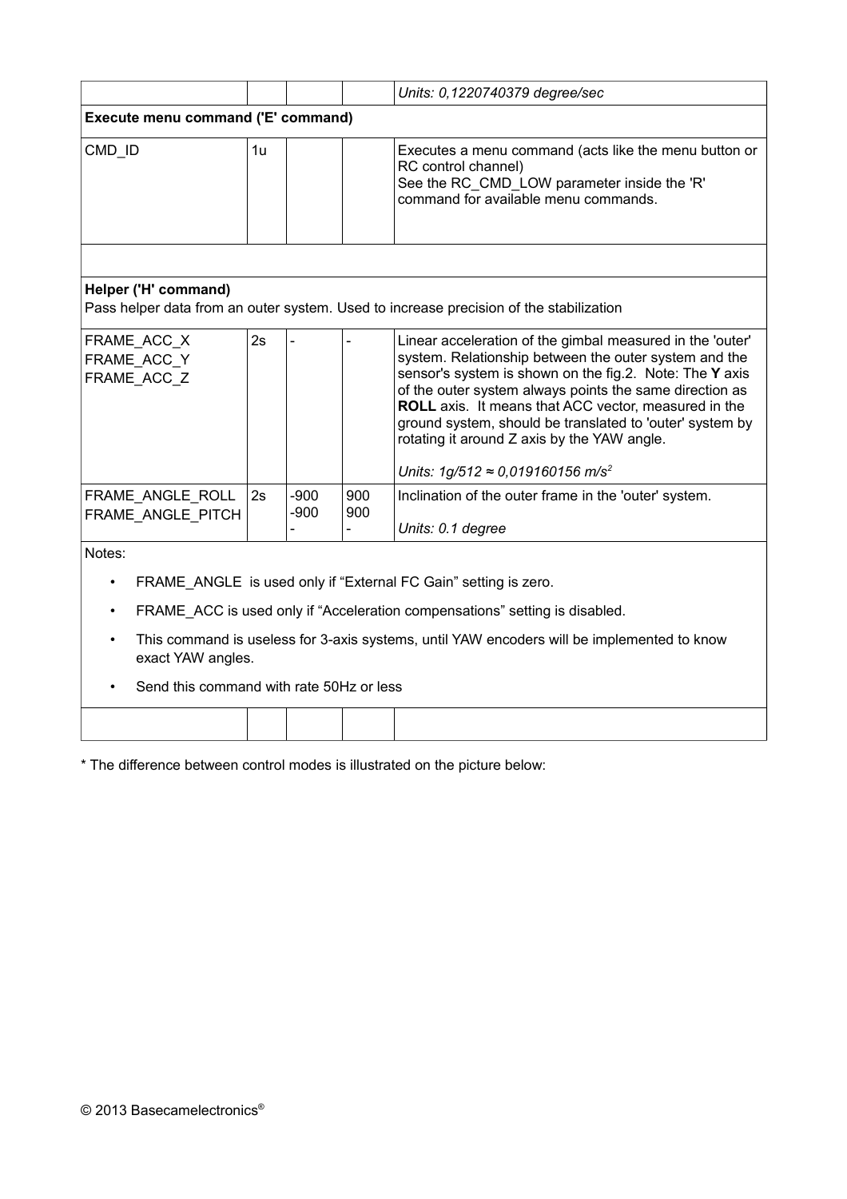| | | | | |
|---|---|---|---|---|
| | | | | *Units: 0,1220740379 degree/sec* |
| **Execute menu command ('E' command)** | | | | |
| CMD_ID | 1u | | | Executes a menu command (acts like the menu button or RC control channel)<br>See the RC_CMD_LOW parameter inside the 'R' command for available menu commands. |
| | | | | |
| **Helper ('H' command)**<br>Pass helper data from an outer system. Used to increase precision of the stabilization | | | | |
| FRAME_ACC_X<br>FRAME_ACC_Y<br>FRAME_ACC_Z | 2s | - | - | Linear acceleration of the gimbal measured in the 'outer' system. Relationship between the outer system and the sensor's system is shown on the fig.2. Note: The **Y** axis of the outer system always points the same direction as **ROLL** axis. It means that ACC vector, measured in the ground system, should be translated to 'outer' system by rotating it around Z axis by the YAW angle.<br><br>*Units: 1g/512 ≈ 0,019160156 m/s*$^2$ |
| FRAME_ANGLE_ROLL<br>FRAME_ANGLE_PITCH | 2s | -900<br>-900<br>- | 900<br>900<br>- | Inclination of the outer frame in the 'outer' system.<br><br>*Units: 0.1 degree* |
| Notes:<br>• FRAME_ANGLE is used only if "External FC Gain" setting is zero.<br>• FRAME_ACC is used only if "Acceleration compensations" setting is disabled.<br>• This command is useless for 3-axis systems, until YAW encoders will be implemented to know exact YAW angles.<br>• Send this command with rate 50Hz or less | | | | |
| | | | | |

* The difference between control modes is illustrated on the picture below: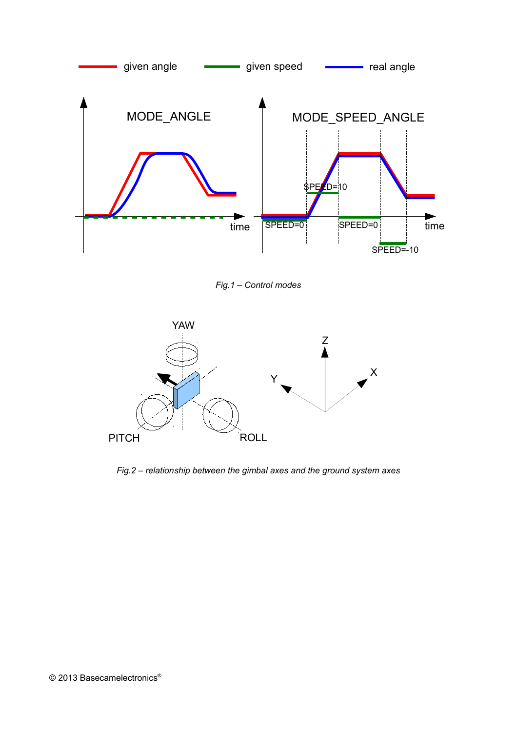*Fig.1 – Control modes*

*Fig.2 – relationship between the gimbal axes and the ground system axes*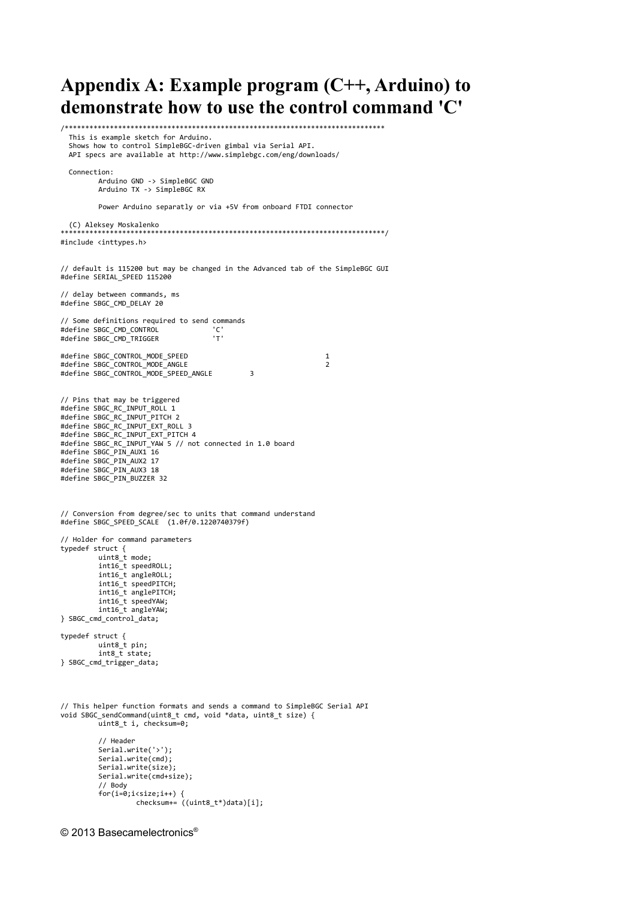# Appendix A: Example program (C++, Arduino) to demonstrate how to use the control command 'C'

```
/******************************************************************************
  This is example sketch for Arduino.
  Shows how to control SimpleBGC-driven gimbal via Serial API.
  API specs are available at http://www.simplebgc.com/eng/downloads/

  Connection:
         Arduino GND -> SimpleBGC GND
         Arduino TX -> SimpleBGC RX

         Power Arduino separatly or via +5V from onboard FTDI connector

  (C) Aleksey Moskalenko
*******************************************************************************/
#include <inttypes.h>


// default is 115200 but may be changed in the Advanced tab of the SimpleBGC GUI
#define SERIAL_SPEED 115200

// delay between commands, ms
#define SBGC_CMD_DELAY 20

// Some definitions required to send commands
#define SBGC_CMD_CONTROL             'C'
#define SBGC_CMD_TRIGGER             'T'

#define SBGC_CONTROL_MODE_SPEED                                 1
#define SBGC_CONTROL_MODE_ANGLE                                 2
#define SBGC_CONTROL_MODE_SPEED_ANGLE         3


// Pins that may be triggered
#define SBGC_RC_INPUT_ROLL 1
#define SBGC_RC_INPUT_PITCH 2
#define SBGC_RC_INPUT_EXT_ROLL 3
#define SBGC_RC_INPUT_EXT_PITCH 4
#define SBGC_RC_INPUT_YAW 5 // not connected in 1.0 board
#define SBGC_PIN_AUX1 16
#define SBGC_PIN_AUX2 17
#define SBGC_PIN_AUX3 18
#define SBGC_PIN_BUZZER 32



// Conversion from degree/sec to units that command understand
#define SBGC_SPEED_SCALE  (1.0f/0.1220740379f)

// Holder for command parameters
typedef struct {
         uint8_t mode;
         int16_t speedROLL;
         int16_t angleROLL;
         int16_t speedPITCH;
         int16_t anglePITCH;
         int16_t speedYAW;
         int16_t angleYAW;
} SBGC_cmd_control_data;

typedef struct {
         uint8_t pin;
         int8_t state;
} SBGC_cmd_trigger_data;




// This helper function formats and sends a command to SimpleBGC Serial API
void SBGC_sendCommand(uint8_t cmd, void *data, uint8_t size) {
         uint8_t i, checksum=0;

         // Header
         Serial.write('>');
         Serial.write(cmd);
         Serial.write(size);
         Serial.write(cmd+size);
         // Body
         for(i=0;i<size;i++) {
                  checksum+= ((uint8_t*)data)[i];
```

© 2013 Basecamelectronics®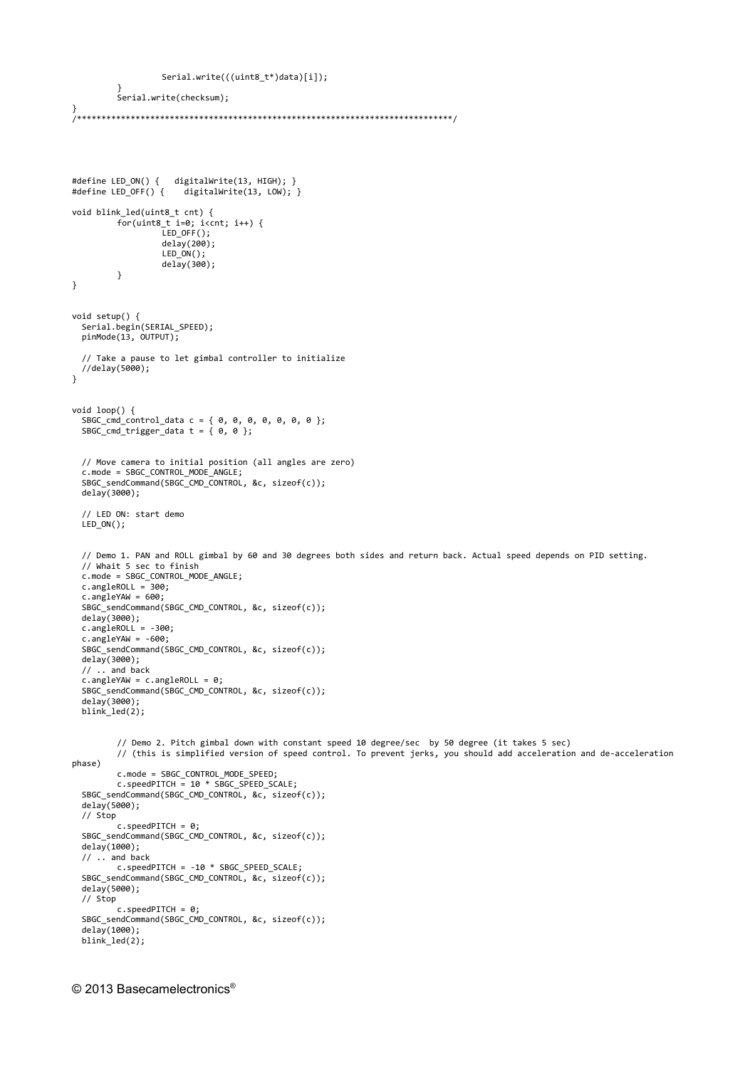```
		Serial.write(((uint8_t*)data)[i]);
	}
	Serial.write(checksum);
}
/******************************************************************************/




#define LED_ON() {	digitalWrite(13, HIGH); }
#define LED_OFF() {	digitalWrite(13, LOW); }

void blink_led(uint8_t cnt) {
	for(uint8_t i=0; i<cnt; i++) {
		LED_OFF();
		delay(200);
		LED_ON();
		delay(300);
	}
}


void setup() {
  Serial.begin(SERIAL_SPEED);
  pinMode(13, OUTPUT);

  // Take a pause to let gimbal controller to initialize
  //delay(5000);
}


void loop() {
  SBGC_cmd_control_data c = { 0, 0, 0, 0, 0, 0, 0 };
  SBGC_cmd_trigger_data t = { 0, 0 };


  // Move camera to initial position (all angles are zero)
  c.mode = SBGC_CONTROL_MODE_ANGLE;
  SBGC_sendCommand(SBGC_CMD_CONTROL, &c, sizeof(c));
  delay(3000);

  // LED ON: start demo
  LED_ON();


  // Demo 1. PAN and ROLL gimbal by 60 and 30 degrees both sides and return back. Actual speed depends on PID setting.
  // Whait 5 sec to finish
  c.mode = SBGC_CONTROL_MODE_ANGLE;
  c.angleROLL = 300;
  c.angleYAW = 600;
  SBGC_sendCommand(SBGC_CMD_CONTROL, &c, sizeof(c));
  delay(3000);
  c.angleROLL = -300;
  c.angleYAW = -600;
  SBGC_sendCommand(SBGC_CMD_CONTROL, &c, sizeof(c));
  delay(3000);
  // .. and back
  c.angleYAW = c.angleROLL = 0;
  SBGC_sendCommand(SBGC_CMD_CONTROL, &c, sizeof(c));
  delay(3000);
  blink_led(2);


	// Demo 2. Pitch gimbal down with constant speed 10 degree/sec  by 50 degree (it takes 5 sec)
	// (this is simplified version of speed control. To prevent jerks, you should add acceleration and de-acceleration
phase)
	c.mode = SBGC_CONTROL_MODE_SPEED;
	c.speedPITCH = 10 * SBGC_SPEED_SCALE;
  SBGC_sendCommand(SBGC_CMD_CONTROL, &c, sizeof(c));
  delay(5000);
  // Stop
	c.speedPITCH = 0;
  SBGC_sendCommand(SBGC_CMD_CONTROL, &c, sizeof(c));
  delay(1000);
  // .. and back
	c.speedPITCH = -10 * SBGC_SPEED_SCALE;
  SBGC_sendCommand(SBGC_CMD_CONTROL, &c, sizeof(c));
  delay(5000);
  // Stop
	c.speedPITCH = 0;
  SBGC_sendCommand(SBGC_CMD_CONTROL, &c, sizeof(c));
  delay(1000);
  blink_led(2);
```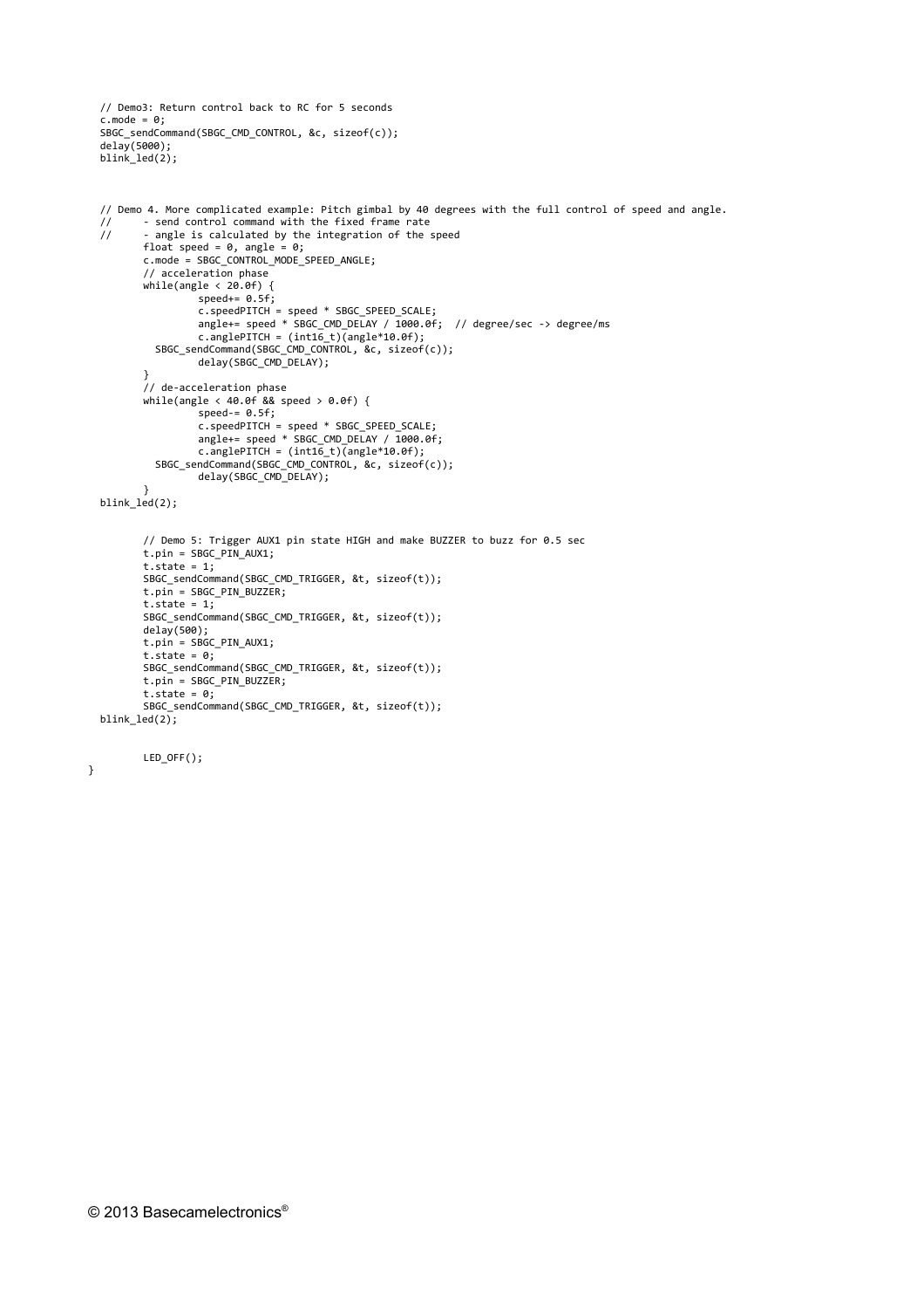```
  // Demo3: Return control back to RC for 5 seconds
  c.mode = 0;
  SBGC_sendCommand(SBGC_CMD_CONTROL, &c, sizeof(c));
  delay(5000);
  blink_led(2);


  // Demo 4. More complicated example: Pitch gimbal by 40 degrees with the full control of speed and angle.
  //     - send control command with the fixed frame rate
  //     - angle is calculated by the integration of the speed
        float speed = 0, angle = 0;
        c.mode = SBGC_CONTROL_MODE_SPEED_ANGLE;
        // acceleration phase
        while(angle < 20.0f) {
                speed+= 0.5f;
                c.speedPITCH = speed * SBGC_SPEED_SCALE;
                angle+= speed * SBGC_CMD_DELAY / 1000.0f;  // degree/sec -> degree/ms
                c.anglePITCH = (int16_t)(angle*10.0f);
          SBGC_sendCommand(SBGC_CMD_CONTROL, &c, sizeof(c));
                delay(SBGC_CMD_DELAY);
        }
        // de-acceleration phase
        while(angle < 40.0f && speed > 0.0f) {
                speed-= 0.5f;
                c.speedPITCH = speed * SBGC_SPEED_SCALE;
                angle+= speed * SBGC_CMD_DELAY / 1000.0f;
                c.anglePITCH = (int16_t)(angle*10.0f);
          SBGC_sendCommand(SBGC_CMD_CONTROL, &c, sizeof(c));
                delay(SBGC_CMD_DELAY);
        }
  blink_led(2);


        // Demo 5: Trigger AUX1 pin state HIGH and make BUZZER to buzz for 0.5 sec
        t.pin = SBGC_PIN_AUX1;
        t.state = 1;
        SBGC_sendCommand(SBGC_CMD_TRIGGER, &t, sizeof(t));
        t.pin = SBGC_PIN_BUZZER;
        t.state = 1;
        SBGC_sendCommand(SBGC_CMD_TRIGGER, &t, sizeof(t));
        delay(500);
        t.pin = SBGC_PIN_AUX1;
        t.state = 0;
        SBGC_sendCommand(SBGC_CMD_TRIGGER, &t, sizeof(t));
        t.pin = SBGC_PIN_BUZZER;
        t.state = 0;
        SBGC_sendCommand(SBGC_CMD_TRIGGER, &t, sizeof(t));
  blink_led(2);


        LED_OFF();
}
```